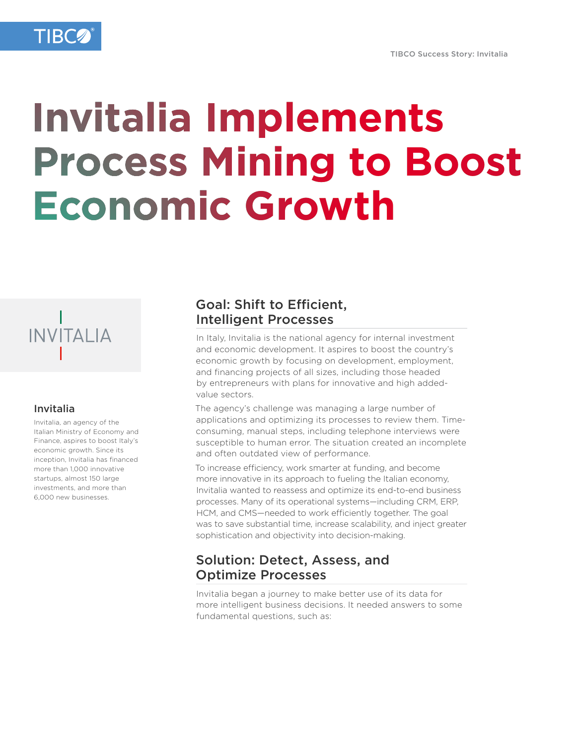# Invitalia Implements Process Mining to Boost Economic Growth

INVITALIA

### Invitalia

Invitalia, an agency of the Italian Ministry of Economy and Finance, aspires to boost Italy's economic growth. Since its inception, Invitalia has financed more than 1,000 innovative startups, almost 150 large investments, and more than 6,000 new businesses.

## Goal: Shift to Efficient, Intelligent Processes

In Italy, Invitalia is the national agency for internal investment and economic development. It aspires to boost the country's economic growth by focusing on development, employment, and financing projects of all sizes, including those headed by entrepreneurs with plans for innovative and high added-value sectors.

The agency's challenge was managing a large number of applications and optimizing its processes to review them. Time-consuming, manual steps, including telephone interviews were susceptible to human error. The situation created an incomplete and often outdated view of performance.

To increase efficiency, work smarter at funding, and become more innovative in its approach to fueling the Italian economy, Invitalia wanted to reassess and optimize its end-to-end business processes. Many of its operational systems—including CRM, ERP, HCM, and CMS—needed to work efficiently together. The goal was to save substantial time, increase scalability, and inject greater sophistication and objectivity into decision-making.

## Solution: Detect, Assess, and Optimize Processes

Invitalia began a journey to make better use of its data for more intelligent business decisions. It needed answers to some fundamental questions, such as: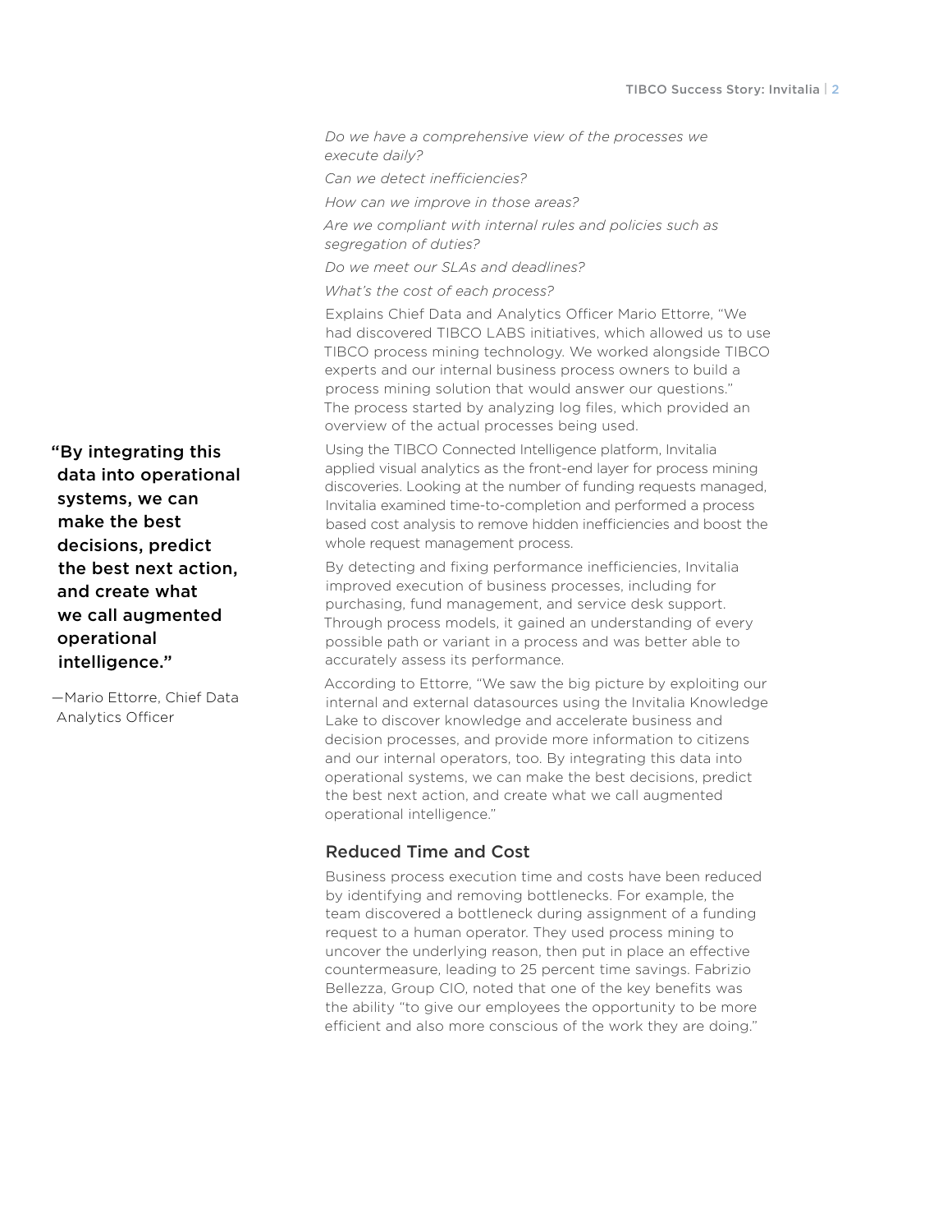*Do we have a comprehensive view of the processes we execute daily?*

*Can we detect inefficiencies?*

*How can we improve in those areas?*

*Are we compliant with internal rules and policies such as segregation of duties?*

*Do we meet our SLAs and deadlines?*

*What's the cost of each process?*

Explains Chief Data and Analytics Officer Mario Ettorre, "We had discovered TIBCO LABS initiatives, which allowed us to use TIBCO process mining technology. We worked alongside TIBCO experts and our internal business process owners to build a process mining solution that would answer our questions." The process started by analyzing log files, which provided an overview of the actual processes being used.

Using the TIBCO Connected Intelligence platform, Invitalia applied visual analytics as the front-end layer for process mining discoveries. Looking at the number of funding requests managed, Invitalia examined time-to-completion and performed a process based cost analysis to remove hidden inefficiencies and boost the whole request management process.

By detecting and fixing performance inefficiencies, Invitalia improved execution of business processes, including for purchasing, fund management, and service desk support. Through process models, it gained an understanding of every possible path or variant in a process and was better able to accurately assess its performance.

According to Ettorre, "We saw the big picture by exploiting our internal and external datasources using the Invitalia Knowledge Lake to discover knowledge and accelerate business and decision processes, and provide more information to citizens and our internal operators, too. By integrating this data into operational systems, we can make the best decisions, predict the best next action, and create what we call augmented operational intelligence."

> **"By integrating this data into operational systems, we can make the best decisions, predict the best next action, and create what we call augmented operational intelligence."**
>
> —Mario Ettorre, Chief Data Analytics Officer

## Reduced Time and Cost

Business process execution time and costs have been reduced by identifying and removing bottlenecks. For example, the team discovered a bottleneck during assignment of a funding request to a human operator. They used process mining to uncover the underlying reason, then put in place an effective countermeasure, leading to 25 percent time savings. Fabrizio Bellezza, Group CIO, noted that one of the key benefits was the ability "to give our employees the opportunity to be more efficient and also more conscious of the work they are doing."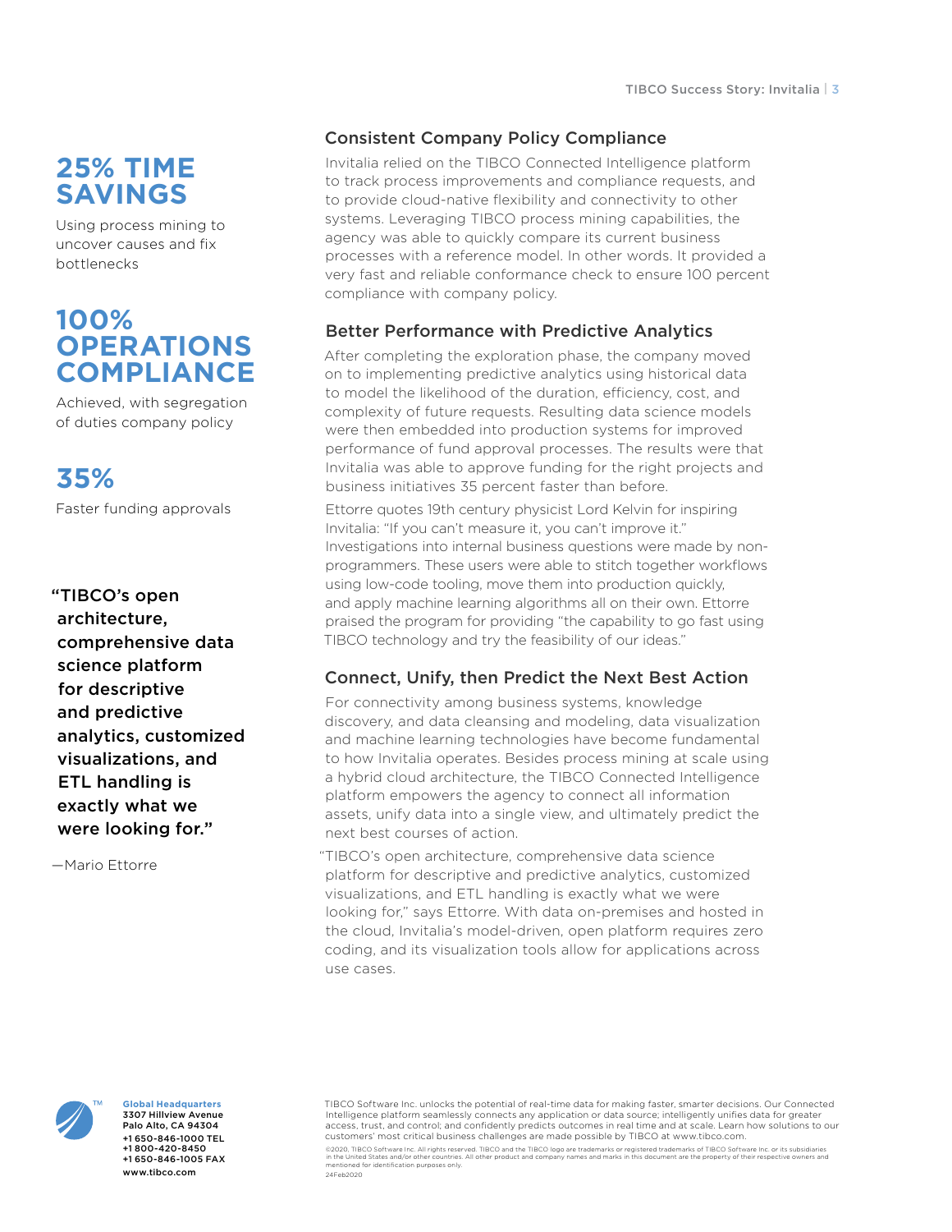## 25% TIME SAVINGS

Using process mining to uncover causes and fix bottlenecks

## 100% OPERATIONS COMPLIANCE

Achieved, with segregation of duties company policy

## 35%

Faster funding approvals

> **"TIBCO's open architecture, comprehensive data science platform for descriptive and predictive analytics, customized visualizations, and ETL handling is exactly what we were looking for."**
>
> —Mario Ettorre

### Consistent Company Policy Compliance

Invitalia relied on the TIBCO Connected Intelligence platform to track process improvements and compliance requests, and to provide cloud-native flexibility and connectivity to other systems. Leveraging TIBCO process mining capabilities, the agency was able to quickly compare its current business processes with a reference model. In other words. It provided a very fast and reliable conformance check to ensure 100 percent compliance with company policy.

### Better Performance with Predictive Analytics

After completing the exploration phase, the company moved on to implementing predictive analytics using historical data to model the likelihood of the duration, efficiency, cost, and complexity of future requests. Resulting data science models were then embedded into production systems for improved performance of fund approval processes. The results were that Invitalia was able to approve funding for the right projects and business initiatives 35 percent faster than before.

Ettorre quotes 19th century physicist Lord Kelvin for inspiring Invitalia: "If you can't measure it, you can't improve it." Investigations into internal business questions were made by non-programmers. These users were able to stitch together workflows using low-code tooling, move them into production quickly, and apply machine learning algorithms all on their own. Ettorre praised the program for providing "the capability to go fast using TIBCO technology and try the feasibility of our ideas."

### Connect, Unify, then Predict the Next Best Action

For connectivity among business systems, knowledge discovery, and data cleansing and modeling, data visualization and machine learning technologies have become fundamental to how Invitalia operates. Besides process mining at scale using a hybrid cloud architecture, the TIBCO Connected Intelligence platform empowers the agency to connect all information assets, unify data into a single view, and ultimately predict the next best courses of action.

"TIBCO's open architecture, comprehensive data science platform for descriptive and predictive analytics, customized visualizations, and ETL handling is exactly what we were looking for," says Ettorre. With data on-premises and hosted in the cloud, Invitalia's model-driven, open platform requires zero coding, and its visualization tools allow for applications across use cases.

**Global Headquarters**
3307 Hillview Avenue
Palo Alto, CA 94304
+1 650-846-1000 TEL
+1 800-420-8450
+1 650-846-1005 FAX
www.tibco.com

TIBCO Software Inc. unlocks the potential of real-time data for making faster, smarter decisions. Our Connected Intelligence platform seamlessly connects any application or data source; intelligently unifies data for greater access, trust, and control; and confidently predicts outcomes in real time and at scale. Learn how solutions to our customers' most critical business challenges are made possible by TIBCO at www.tibco.com.

©2020, TIBCO Software Inc. All rights reserved. TIBCO and the TIBCO logo are trademarks or registered trademarks of TIBCO Software Inc. or its subsidiaries in the United States and/or other countries. All other product and company names and marks in this document are the property of their respective owners and mentioned for identification purposes only.

24Feb2020